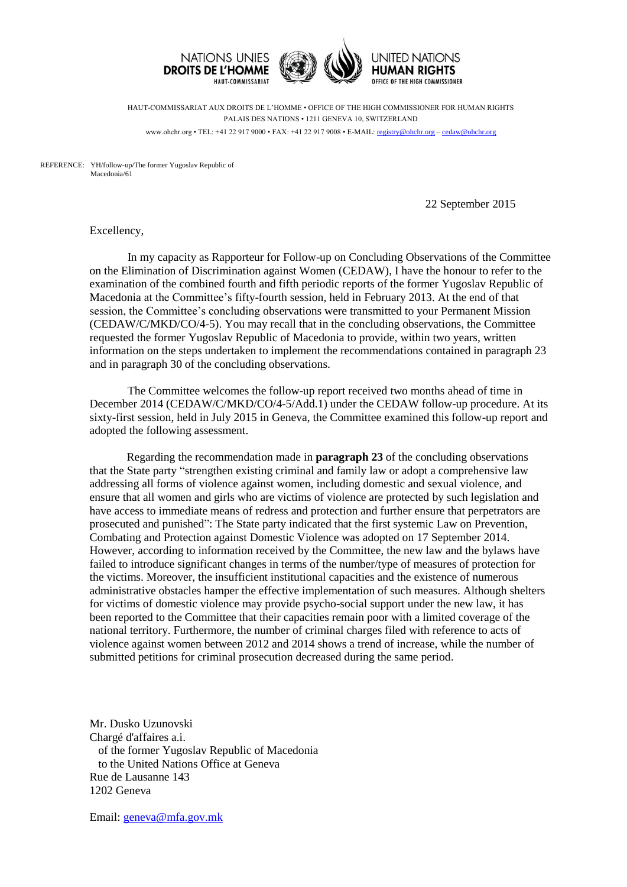NATIONS UNIES
**DROITS DE L'HOMME**
HAUT-COMMISSARIAT

UNITED NATIONS
**HUMAN RIGHTS**
OFFICE OF THE HIGH COMMISSIONER

HAUT-COMMISSARIAT AUX DROITS DE L'HOMME • OFFICE OF THE HIGH COMMISSIONER FOR HUMAN RIGHTS
PALAIS DES NATIONS • 1211 GENEVA 10, SWITZERLAND
www.ohchr.org • TEL: +41 22 917 9000 • FAX: +41 22 917 9008 • E-MAIL: registry@ohchr.org – cedaw@ohchr.org

REFERENCE: YH/follow-up/The former Yugoslav Republic of Macedonia/61

22 September 2015

Excellency,

In my capacity as Rapporteur for Follow-up on Concluding Observations of the Committee on the Elimination of Discrimination against Women (CEDAW), I have the honour to refer to the examination of the combined fourth and fifth periodic reports of the former Yugoslav Republic of Macedonia at the Committee's fifty-fourth session, held in February 2013. At the end of that session, the Committee's concluding observations were transmitted to your Permanent Mission (CEDAW/C/MKD/CO/4-5). You may recall that in the concluding observations, the Committee requested the former Yugoslav Republic of Macedonia to provide, within two years, written information on the steps undertaken to implement the recommendations contained in paragraph 23 and in paragraph 30 of the concluding observations.

The Committee welcomes the follow-up report received two months ahead of time in December 2014 (CEDAW/C/MKD/CO/4-5/Add.1) under the CEDAW follow-up procedure. At its sixty-first session, held in July 2015 in Geneva, the Committee examined this follow-up report and adopted the following assessment.

Regarding the recommendation made in **paragraph 23** of the concluding observations that the State party "strengthen existing criminal and family law or adopt a comprehensive law addressing all forms of violence against women, including domestic and sexual violence, and ensure that all women and girls who are victims of violence are protected by such legislation and have access to immediate means of redress and protection and further ensure that perpetrators are prosecuted and punished": The State party indicated that the first systemic Law on Prevention, Combating and Protection against Domestic Violence was adopted on 17 September 2014. However, according to information received by the Committee, the new law and the bylaws have failed to introduce significant changes in terms of the number/type of measures of protection for the victims. Moreover, the insufficient institutional capacities and the existence of numerous administrative obstacles hamper the effective implementation of such measures. Although shelters for victims of domestic violence may provide psycho-social support under the new law, it has been reported to the Committee that their capacities remain poor with a limited coverage of the national territory. Furthermore, the number of criminal charges filed with reference to acts of violence against women between 2012 and 2014 shows a trend of increase, while the number of submitted petitions for criminal prosecution decreased during the same period.

Mr. Dusko Uzunovski
Chargé d'affaires a.i.
of the former Yugoslav Republic of Macedonia
to the United Nations Office at Geneva
Rue de Lausanne 143
1202 Geneva

Email: geneva@mfa.gov.mk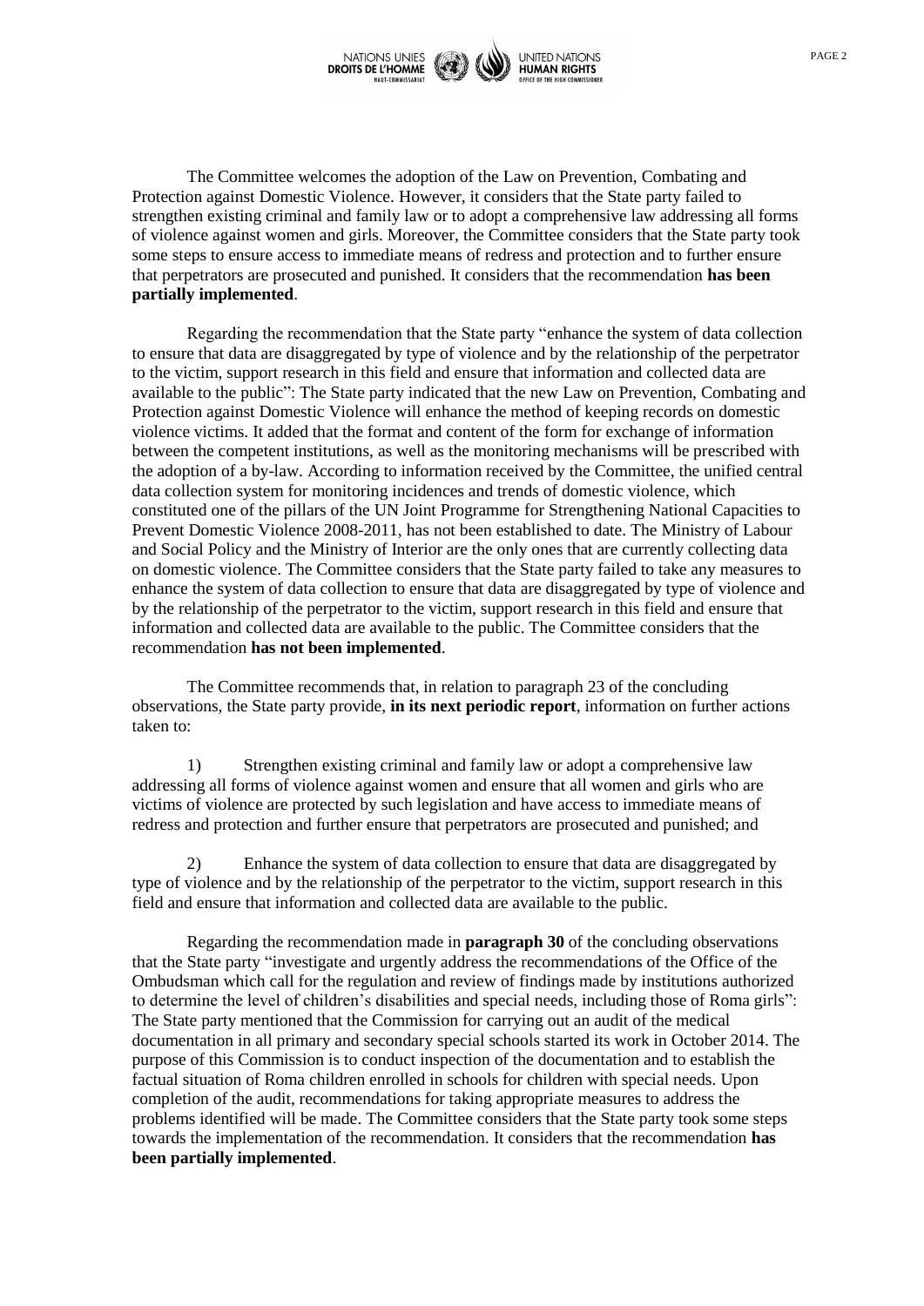The Committee welcomes the adoption of the Law on Prevention, Combating and Protection against Domestic Violence. However, it considers that the State party failed to strengthen existing criminal and family law or to adopt a comprehensive law addressing all forms of violence against women and girls. Moreover, the Committee considers that the State party took some steps to ensure access to immediate means of redress and protection and to further ensure that perpetrators are prosecuted and punished. It considers that the recommendation **has been partially implemented**.

Regarding the recommendation that the State party "enhance the system of data collection to ensure that data are disaggregated by type of violence and by the relationship of the perpetrator to the victim, support research in this field and ensure that information and collected data are available to the public": The State party indicated that the new Law on Prevention, Combating and Protection against Domestic Violence will enhance the method of keeping records on domestic violence victims. It added that the format and content of the form for exchange of information between the competent institutions, as well as the monitoring mechanisms will be prescribed with the adoption of a by-law. According to information received by the Committee, the unified central data collection system for monitoring incidences and trends of domestic violence, which constituted one of the pillars of the UN Joint Programme for Strengthening National Capacities to Prevent Domestic Violence 2008-2011, has not been established to date. The Ministry of Labour and Social Policy and the Ministry of Interior are the only ones that are currently collecting data on domestic violence. The Committee considers that the State party failed to take any measures to enhance the system of data collection to ensure that data are disaggregated by type of violence and by the relationship of the perpetrator to the victim, support research in this field and ensure that information and collected data are available to the public. The Committee considers that the recommendation **has not been implemented**.

The Committee recommends that, in relation to paragraph 23 of the concluding observations, the State party provide, **in its next periodic report**, information on further actions taken to:

1) Strengthen existing criminal and family law or adopt a comprehensive law addressing all forms of violence against women and ensure that all women and girls who are victims of violence are protected by such legislation and have access to immediate means of redress and protection and further ensure that perpetrators are prosecuted and punished; and

2) Enhance the system of data collection to ensure that data are disaggregated by type of violence and by the relationship of the perpetrator to the victim, support research in this field and ensure that information and collected data are available to the public.

Regarding the recommendation made in **paragraph 30** of the concluding observations that the State party "investigate and urgently address the recommendations of the Office of the Ombudsman which call for the regulation and review of findings made by institutions authorized to determine the level of children's disabilities and special needs, including those of Roma girls": The State party mentioned that the Commission for carrying out an audit of the medical documentation in all primary and secondary special schools started its work in October 2014. The purpose of this Commission is to conduct inspection of the documentation and to establish the factual situation of Roma children enrolled in schools for children with special needs. Upon completion of the audit, recommendations for taking appropriate measures to address the problems identified will be made. The Committee considers that the State party took some steps towards the implementation of the recommendation. It considers that the recommendation **has been partially implemented**.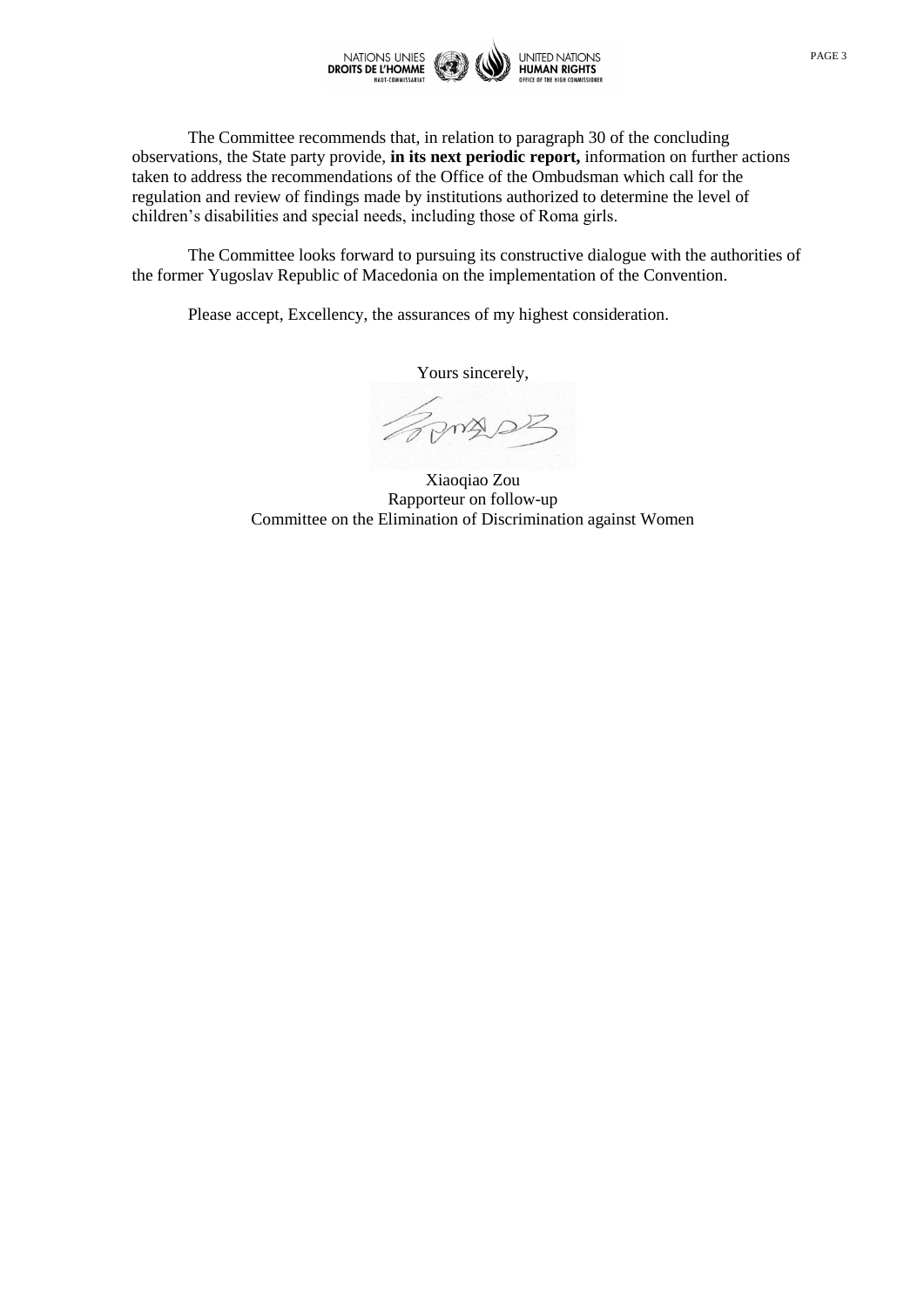The Committee recommends that, in relation to paragraph 30 of the concluding observations, the State party provide, **in its next periodic report,** information on further actions taken to address the recommendations of the Office of the Ombudsman which call for the regulation and review of findings made by institutions authorized to determine the level of children's disabilities and special needs, including those of Roma girls.

The Committee looks forward to pursuing its constructive dialogue with the authorities of the former Yugoslav Republic of Macedonia on the implementation of the Convention.

Please accept, Excellency, the assurances of my highest consideration.

Yours sincerely,

Xiaoqiao Zou
Rapporteur on follow-up
Committee on the Elimination of Discrimination against Women